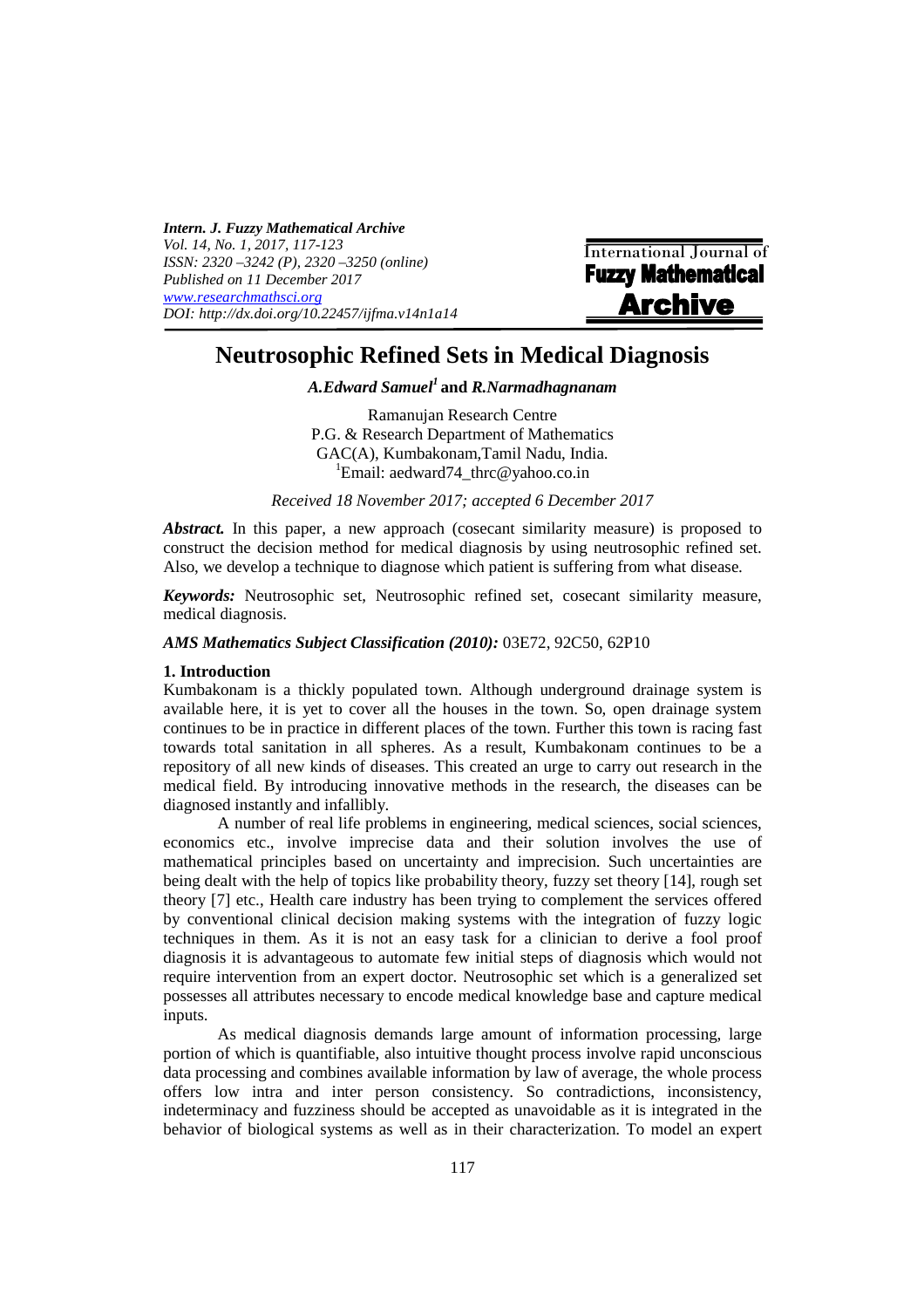# Neutrosophic Refined Sets in Medical Diagnosis

***A.Edward Samuel*[1] and *R.Narmadhagnanam***

Ramanujan Research Centre
P.G. & Research Department of Mathematics
GAC(A), Kumbakonam,Tamil Nadu, India.
[1]Email: aedward74_thrc@yahoo.co.in

*Received 18 November 2017; accepted 6 December 2017*

***Abstract.*** In this paper, a new approach (cosecant similarity measure) is proposed to construct the decision method for medical diagnosis by using neutrosophic refined set. Also, we develop a technique to diagnose which patient is suffering from what disease.

***Keywords:*** Neutrosophic set, Neutrosophic refined set, cosecant similarity measure, medical diagnosis.

***AMS Mathematics Subject Classification (2010):*** 03E72, 92C50, 62P10

## 1. Introduction

Kumbakonam is a thickly populated town. Although underground drainage system is available here, it is yet to cover all the houses in the town. So, open drainage system continues to be in practice in different places of the town. Further this town is racing fast towards total sanitation in all spheres. As a result, Kumbakonam continues to be a repository of all new kinds of diseases. This created an urge to carry out research in the medical field. By introducing innovative methods in the research, the diseases can be diagnosed instantly and infallibly.

A number of real life problems in engineering, medical sciences, social sciences, economics etc., involve imprecise data and their solution involves the use of mathematical principles based on uncertainty and imprecision. Such uncertainties are being dealt with the help of topics like probability theory, fuzzy set theory [14], rough set theory [7] etc., Health care industry has been trying to complement the services offered by conventional clinical decision making systems with the integration of fuzzy logic techniques in them. As it is not an easy task for a clinician to derive a fool proof diagnosis it is advantageous to automate few initial steps of diagnosis which would not require intervention from an expert doctor. Neutrosophic set which is a generalized set possesses all attributes necessary to encode medical knowledge base and capture medical inputs.

As medical diagnosis demands large amount of information processing, large portion of which is quantifiable, also intuitive thought process involve rapid unconscious data processing and combines available information by law of average, the whole process offers low intra and inter person consistency. So contradictions, inconsistency, indeterminacy and fuzziness should be accepted as unavoidable as it is integrated in the behavior of biological systems as well as in their characterization. To model an expert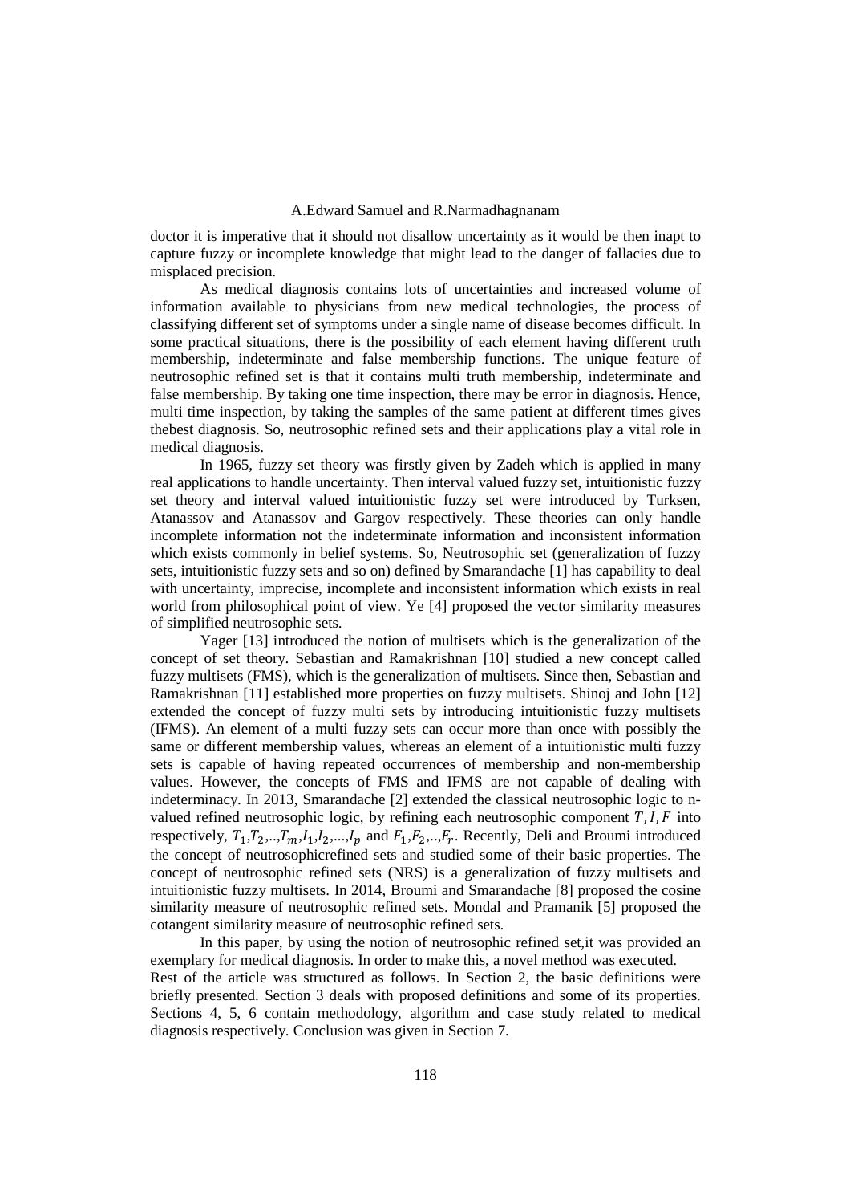doctor it is imperative that it should not disallow uncertainty as it would be then inapt to capture fuzzy or incomplete knowledge that might lead to the danger of fallacies due to misplaced precision.

As medical diagnosis contains lots of uncertainties and increased volume of information available to physicians from new medical technologies, the process of classifying different set of symptoms under a single name of disease becomes difficult. In some practical situations, there is the possibility of each element having different truth membership, indeterminate and false membership functions. The unique feature of neutrosophic refined set is that it contains multi truth membership, indeterminate and false membership. By taking one time inspection, there may be error in diagnosis. Hence, multi time inspection, by taking the samples of the same patient at different times gives thebest diagnosis. So, neutrosophic refined sets and their applications play a vital role in medical diagnosis.

In 1965, fuzzy set theory was firstly given by Zadeh which is applied in many real applications to handle uncertainty. Then interval valued fuzzy set, intuitionistic fuzzy set theory and interval valued intuitionistic fuzzy set were introduced by Turksen, Atanassov and Atanassov and Gargov respectively. These theories can only handle incomplete information not the indeterminate information and inconsistent information which exists commonly in belief systems. So, Neutrosophic set (generalization of fuzzy sets, intuitionistic fuzzy sets and so on) defined by Smarandache [1] has capability to deal with uncertainty, imprecise, incomplete and inconsistent information which exists in real world from philosophical point of view. Ye [4] proposed the vector similarity measures of simplified neutrosophic sets.

Yager [13] introduced the notion of multisets which is the generalization of the concept of set theory. Sebastian and Ramakrishnan [10] studied a new concept called fuzzy multisets (FMS), which is the generalization of multisets. Since then, Sebastian and Ramakrishnan [11] established more properties on fuzzy multisets. Shinoj and John [12] extended the concept of fuzzy multi sets by introducing intuitionistic fuzzy multisets (IFMS). An element of a multi fuzzy sets can occur more than once with possibly the same or different membership values, whereas an element of a intuitionistic multi fuzzy sets is capable of having repeated occurrences of membership and non-membership values. However, the concepts of FMS and IFMS are not capable of dealing with indeterminacy. In 2013, Smarandache [2] extended the classical neutrosophic logic to n-valued refined neutrosophic logic, by refining each neutrosophic component $T, I, F$ into respectively, $T_1,T_2,..,T_m,I_1,I_2,...,I_p$ and $F_1,F_2,..,F_r$. Recently, Deli and Broumi introduced the concept of neutrosophicrefined sets and studied some of their basic properties. The concept of neutrosophic refined sets (NRS) is a generalization of fuzzy multisets and intuitionistic fuzzy multisets. In 2014, Broumi and Smarandache [8] proposed the cosine similarity measure of neutrosophic refined sets. Mondal and Pramanik [5] proposed the cotangent similarity measure of neutrosophic refined sets.

In this paper, by using the notion of neutrosophic refined set,it was provided an exemplary for medical diagnosis. In order to make this, a novel method was executed.

Rest of the article was structured as follows. In Section 2, the basic definitions were briefly presented. Section 3 deals with proposed definitions and some of its properties. Sections 4, 5, 6 contain methodology, algorithm and case study related to medical diagnosis respectively. Conclusion was given in Section 7.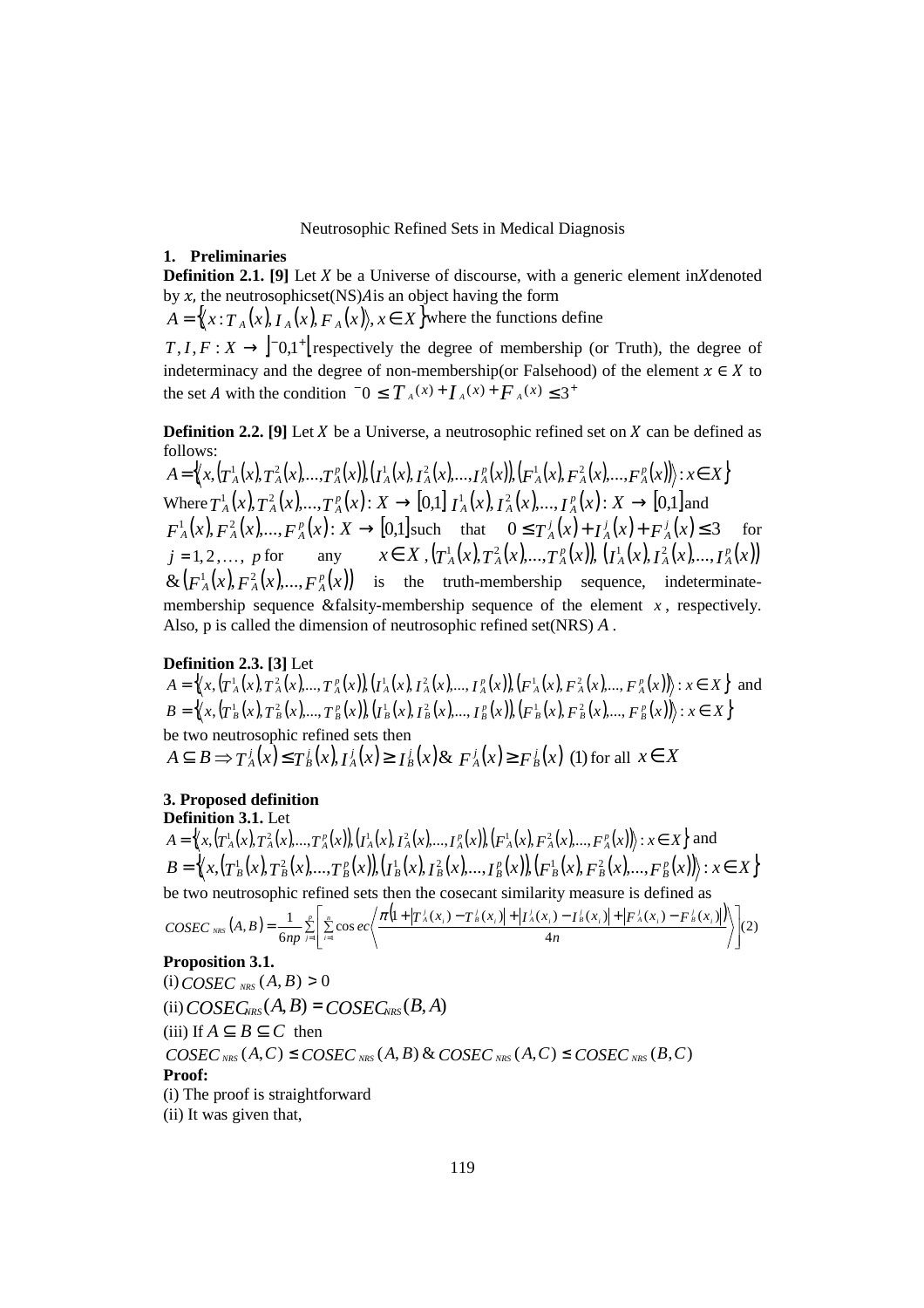## 1. Preliminaries

**Definition 2.1. [9]** Let $X$ be a Universe of discourse, with a generic element in $X$ denoted by $x$, the neutrosophicset(NS) $A$ is an object having the form

$A = \{\langle x : T_A(x), I_A(x), F_A(x)\rangle, x \in X\}$ where the functions define

$T, I, F : X \rightarrow \left]^-0,1^+\right[$ respectively the degree of membership (or Truth), the degree of indeterminacy and the degree of non-membership(or Falsehood) of the element $x \in X$ to the set $A$ with the condition $^-0 \leq T_A(x) + I_A(x) + F_A(x) \leq 3^+$

**Definition 2.2. [9]** Let $X$ be a Universe, a neutrosophic refined set on $X$ can be defined as follows:

$A = \{\langle x, (T_A^1(x), T_A^2(x), ..., T_A^p(x)), (I_A^1(x), I_A^2(x), ..., I_A^p(x)), (F_A^1(x), F_A^2(x), ..., F_A^p(x))\rangle : x \in X\}$

Where $T_A^1(x), T_A^2(x), ..., T_A^p(x) : X \rightarrow [0,1]$ $I_A^1(x), I_A^2(x), ..., I_A^p(x) : X \rightarrow [0,1]$ and $F_A^1(x), F_A^2(x), ..., F_A^p(x) : X \rightarrow [0,1]$ such that $0 \leq T_A^j(x) + I_A^j(x) + F_A^j(x) \leq 3$ for $j = 1, 2, \ldots, p$ for any $x \in X$, $(T_A^1(x), T_A^2(x), ..., T_A^p(x))$, $(I_A^1(x), I_A^2(x), ..., I_A^p(x))$ & $(F_A^1(x), F_A^2(x), ..., F_A^p(x))$ is the truth-membership sequence, indeterminate-membership sequence &falsity-membership sequence of the element $x$, respectively. Also, p is called the dimension of neutrosophic refined set(NRS) $A$.

**Definition 2.3. [3]** Let

$A = \{\langle x, (T_A^1(x), T_A^2(x), ..., T_A^p(x)), (I_A^1(x), I_A^2(x), ..., I_A^p(x)), (F_A^1(x), F_A^2(x), ..., F_A^p(x))\rangle : x \in X\}$ and

$B = \{\langle x, (T_B^1(x), T_B^2(x), ..., T_B^p(x)), (I_B^1(x), I_B^2(x), ..., I_B^p(x)), (F_B^1(x), F_B^2(x), ..., F_B^p(x))\rangle : x \in X\}$

be two neutrosophic refined sets then

$A \subseteq B \Rightarrow T_A^j(x) \leq T_B^j(x), I_A^j(x) \geq I_B^j(x)$ & $F_A^j(x) \geq F_B^j(x)$ (1) for all $x \in X$

## 3. Proposed definition

**Definition 3.1.** Let

$A = \{\langle x, (T_A^1(x), T_A^2(x), ..., T_A^p(x)), (I_A^1(x), I_A^2(x), ..., I_A^p(x)), (F_A^1(x), F_A^2(x), ..., F_A^p(x))\rangle : x \in X\}$ and

$B = \{\langle x, (T_B^1(x), T_B^2(x), ..., T_B^p(x)), (I_B^1(x), I_B^2(x), ..., I_B^p(x)), (F_B^1(x), F_B^2(x), ..., F_B^p(x))\rangle : x \in X\}$

be two neutrosophic refined sets then the cosecant similarity measure is defined as

$$COSEC_{NRS}(A,B) = \frac{1}{6np}\sum_{j=1}^{p}\left[\sum_{i=1}^{n} \operatorname{cosec}\left\langle \frac{\pi\left(1 + \left|T_A^j(x_i) - T_B^j(x_i)\right| + \left|I_A^j(x_i) - I_B^j(x_i)\right| + \left|F_A^j(x_i) - F_B^j(x_i)\right|\right)}{4n}\right\rangle\right] \quad (2)$$

**Proposition 3.1.**

(i) $COSEC_{NRS}(A,B) > 0$

(ii) $COSEC_{NRS}(A,B) = COSEC_{NRS}(B,A)$

(iii) If $A \subseteq B \subseteq C$ then

$COSEC_{NRS}(A,C) \leq COSEC_{NRS}(A,B)$ & $COSEC_{NRS}(A,C) \leq COSEC_{NRS}(B,C)$

**Proof:**

(i) The proof is straightforward

(ii) It was given that,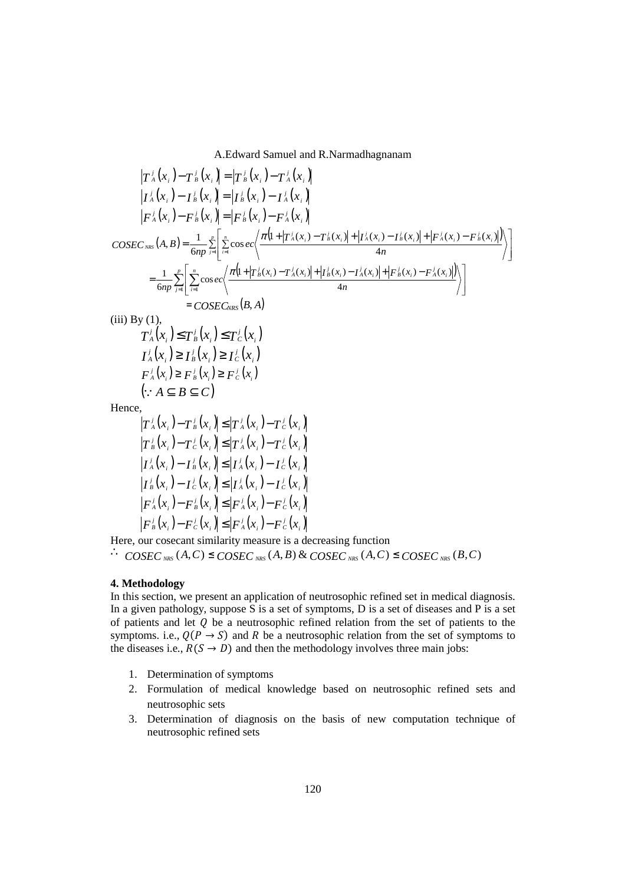$$\left|T_A^j(x_i) - T_B^j(x_i)\right| = \left|T_B^j(x_i) - T_A^j(x_i)\right|$$
$$\left|I_A^j(x_i) - I_B^j(x_i)\right| = \left|I_B^j(x_i) - I_A^j(x_i)\right|$$
$$\left|F_A^j(x_i) - F_B^j(x_i)\right| = \left|F_B^j(x_i) - F_A^j(x_i)\right|$$

$$COSEC_{NRS}(A,B) = \frac{1}{6np}\sum_{j=1}^{p}\left[\sum_{i=1}^{n}\cos ec\left\langle\frac{\pi\left(1+\left|T_A^j(x_i)-T_B^j(x_i)\right|+\left|I_A^j(x_i)-I_B^j(x_i)\right|+\left|F_A^j(x_i)-F_B^j(x_i)\right|\right)}{4n}\right\rangle\right]$$
$$= \frac{1}{6np}\sum_{j=1}^{p}\left[\sum_{i=1}^{n}\cos ec\left\langle\frac{\pi\left(1+\left|T_B^j(x_i)-T_A^j(x_i)\right|+\left|I_B^j(x_i)-I_A^j(x_i)\right|+\left|F_B^j(x_i)-F_A^j(x_i)\right|\right)}{4n}\right\rangle\right]$$
$$= COSEC_{NRS}(B,A)$$

(iii) By (1),

$$T_A^j(x_i) \le T_B^j(x_i) \le T_C^j(x_i)$$
$$I_A^j(x_i) \ge I_B^j(x_i) \ge I_C^j(x_i)$$
$$F_A^j(x_i) \ge F_B^j(x_i) \ge F_C^j(x_i)$$
$$(\because A \subseteq B \subseteq C)$$

Hence,

$$\left|T_A^j(x_i) - T_B^j(x_i)\right| \le \left|T_A^j(x_i) - T_C^j(x_i)\right|$$
$$\left|T_B^j(x_i) - T_C^j(x_i)\right| \le \left|T_A^j(x_i) - T_C^j(x_i)\right|$$
$$\left|I_A^j(x_i) - I_B^j(x_i)\right| \le \left|I_A^j(x_i) - I_C^j(x_i)\right|$$
$$\left|I_B^j(x_i) - I_C^j(x_i)\right| \le \left|I_A^j(x_i) - I_C^j(x_i)\right|$$
$$\left|F_A^j(x_i) - F_B^j(x_i)\right| \le \left|F_A^j(x_i) - F_C^j(x_i)\right|$$
$$\left|F_B^j(x_i) - F_C^j(x_i)\right| \le \left|F_A^j(x_i) - F_C^j(x_i)\right|$$

Here, our cosecant similarity measure is a decreasing function

$\therefore$ $COSEC_{NRS}(A,C) \le COSEC_{NRS}(A,B)$ & $COSEC_{NRS}(A,C) \le COSEC_{NRS}(B,C)$

**4. Methodology**

In this section, we present an application of neutrosophic refined set in medical diagnosis. In a given pathology, suppose S is a set of symptoms, D is a set of diseases and P is a set of patients and let $Q$ be a neutrosophic refined relation from the set of patients to the symptoms. i.e., $Q(P \to S)$ and $R$ be a neutrosophic relation from the set of symptoms to the diseases i.e., $R(S \to D)$ and then the methodology involves three main jobs:

1. Determination of symptoms
2. Formulation of medical knowledge based on neutrosophic refined sets and neutrosophic sets
3. Determination of diagnosis on the basis of new computation technique of neutrosophic refined sets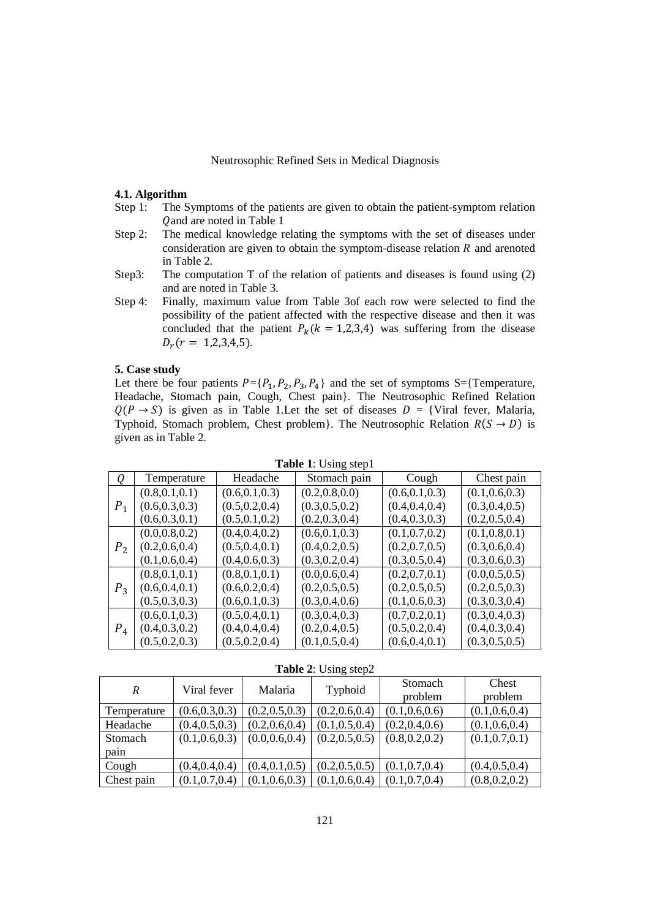### 4.1. Algorithm

Step 1: The Symptoms of the patients are given to obtain the patient-symptom relation $Q$and are noted in Table 1

Step 2: The medical knowledge relating the symptoms with the set of diseases under consideration are given to obtain the symptom-disease relation $R$ and arenoted in Table 2.

Step3: The computation T of the relation of patients and diseases is found using (2) and are noted in Table 3.

Step 4: Finally, maximum value from Table 3of each row were selected to find the possibility of the patient affected with the respective disease and then it was concluded that the patient $P_k (k = 1,2,3,4)$ was suffering from the disease $D_r (r = 1,2,3,4,5)$.

### 5. Case study

Let there be four patients $P$={$P_1, P_2, P_3, P_4$} and the set of symptoms S={Temperature, Headache, Stomach pain, Cough, Chest pain}. The Neutrosophic Refined Relation $Q(P \to S)$ is given as in Table 1.Let the set of diseases $D$ = {Viral fever, Malaria, Typhoid, Stomach problem, Chest problem}. The Neutrosophic Relation $R(S \to D)$ is given as in Table 2.

**Table 1**: Using step1

| $Q$ | Temperature | Headache | Stomach pain | Cough | Chest pain |
|---|---|---|---|---|---|
| $P_1$ | (0.8,0.1,0.1)<br>(0.6,0.3,0.3)<br>(0.6,0.3,0.1) | (0.6,0.1,0.3)<br>(0.5,0.2,0.4)<br>(0.5,0.1,0.2) | (0.2,0.8,0.0)<br>(0.3,0.5,0.2)<br>(0.2,0.3,0.4) | (0.6,0.1,0.3)<br>(0.4,0.4,0.4)<br>(0.4,0.3,0.3) | (0.1,0.6,0.3)<br>(0.3,0.4,0.5)<br>(0.2,0.5,0.4) |
| $P_2$ | (0.0,0.8,0.2)<br>(0.2,0.6,0.4)<br>(0.1,0.6,0.4) | (0.4,0.4,0.2)<br>(0.5,0.4,0.1)<br>(0.4,0.6,0.3) | (0.6,0.1,0.3)<br>(0.4,0.2,0.5)<br>(0.3,0.2,0.4) | (0.1,0.7,0.2)<br>(0.2,0.7,0.5)<br>(0.3,0.5,0.4) | (0.1,0.8,0.1)<br>(0.3,0.6,0.4)<br>(0.3,0.6,0.3) |
| $P_3$ | (0.8,0.1,0.1)<br>(0.6,0.4,0.1)<br>(0.5,0.3,0.3) | (0.8,0.1,0.1)<br>(0.6,0.2,0.4)<br>(0.6,0.1,0.3) | (0.0,0.6,0.4)<br>(0.2,0.5,0.5)<br>(0.3,0.4,0.6) | (0.2,0.7,0.1)<br>(0.2,0.5,0.5)<br>(0.1,0.6,0.3) | (0.0,0.5,0.5)<br>(0.2,0.5,0.3)<br>(0.3,0.3,0.4) |
| $P_4$ | (0.6,0.1,0.3)<br>(0.4,0.3,0.2)<br>(0.5,0.2,0.3) | (0.5,0.4,0.1)<br>(0.4,0.4,0.4)<br>(0.5,0.2,0.4) | (0.3,0.4,0.3)<br>(0.2,0.4,0.5)<br>(0.1,0.5,0.4) | (0.7,0.2,0.1)<br>(0.5,0.2,0.4)<br>(0.6,0.4,0.1) | (0.3,0.4,0.3)<br>(0.4,0.3,0.4)<br>(0.3,0.5,0.5) |

**Table 2**: Using step2

| $R$ | Viral fever | Malaria | Typhoid | Stomach problem | Chest problem |
|---|---|---|---|---|---|
| Temperature | (0.6,0.3,0.3) | (0.2,0.5,0.3) | (0.2,0.6,0.4) | (0.1,0.6,0.6) | (0.1,0.6,0.4) |
| Headache | (0.4,0.5,0.3) | (0.2,0.6,0.4) | (0.1,0.5,0.4) | (0.2,0.4,0.6) | (0.1,0.6,0.4) |
| Stomach pain | (0.1,0.6,0.3) | (0.0,0.6,0.4) | (0.2,0.5,0.5) | (0.8,0.2,0.2) | (0.1,0.7,0.1) |
| Cough | (0.4,0.4,0.4) | (0.4,0.1,0.5) | (0.2,0.5,0.5) | (0.1,0.7,0.4) | (0.4,0.5,0.4) |
| Chest pain | (0.1,0.7,0.4) | (0.1,0.6,0.3) | (0.1,0.6,0.4) | (0.1,0.7,0.4) | (0.8,0.2,0.2) |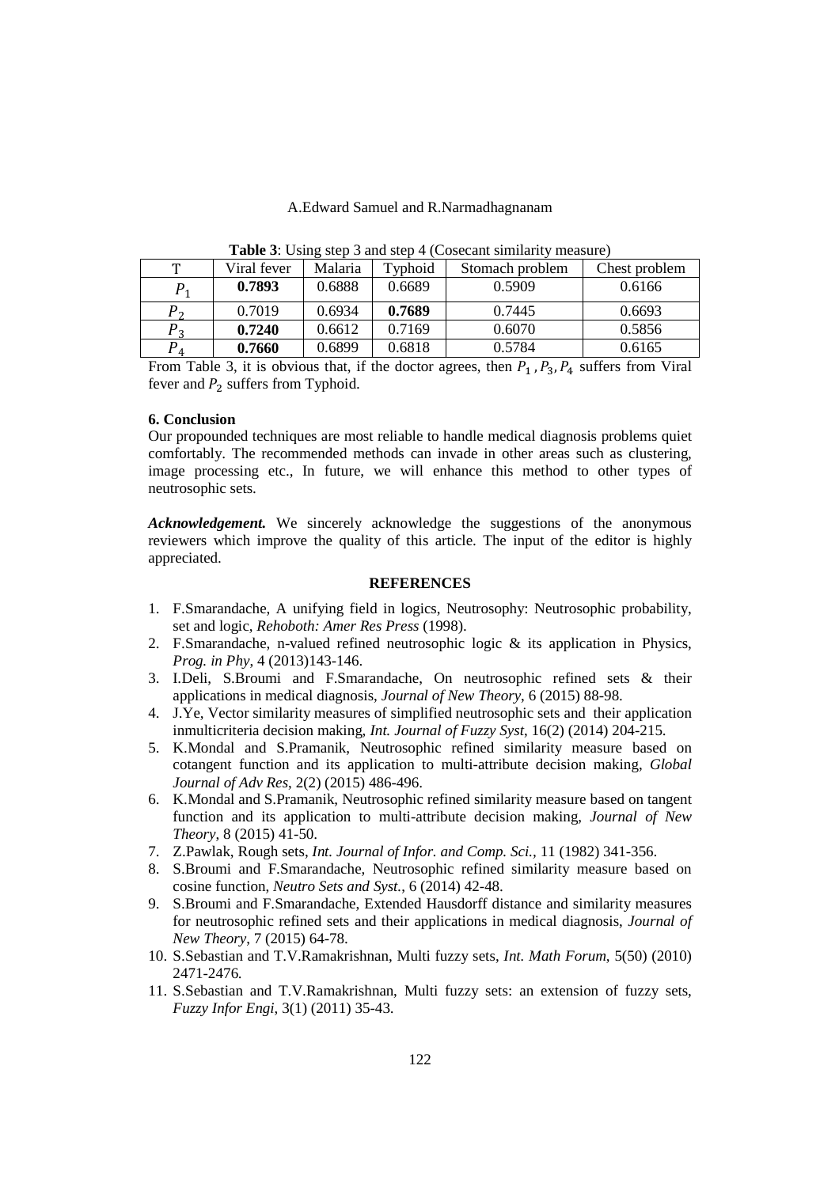**Table 3**: Using step 3 and step 4 (Cosecant similarity measure)

| T | Viral fever | Malaria | Typhoid | Stomach problem | Chest problem |
|---|---|---|---|---|---|
| $P_1$ | **0.7893** | 0.6888 | 0.6689 | 0.5909 | 0.6166 |
| $P_2$ | 0.7019 | 0.6934 | **0.7689** | 0.7445 | 0.6693 |
| $P_3$ | **0.7240** | 0.6612 | 0.7169 | 0.6070 | 0.5856 |
| $P_4$ | **0.7660** | 0.6899 | 0.6818 | 0.5784 | 0.6165 |

From Table 3, it is obvious that, if the doctor agrees, then $P_1$, $P_3$, $P_4$ suffers from Viral fever and $P_2$ suffers from Typhoid.

### 6. Conclusion

Our propounded techniques are most reliable to handle medical diagnosis problems quiet comfortably. The recommended methods can invade in other areas such as clustering, image processing etc., In future, we will enhance this method to other types of neutrosophic sets.

***Acknowledgement.*** We sincerely acknowledge the suggestions of the anonymous reviewers which improve the quality of this article. The input of the editor is highly appreciated.

## REFERENCES

1. F.Smarandache, A unifying field in logics, Neutrosophy: Neutrosophic probability, set and logic, *Rehoboth: Amer Res Press* (1998).
2. F.Smarandache, n-valued refined neutrosophic logic & its application in Physics, *Prog. in Phy*, 4 (2013)143-146.
3. I.Deli, S.Broumi and F.Smarandache, On neutrosophic refined sets & their applications in medical diagnosis, *Journal of New Theory*, 6 (2015) 88-98.
4. J.Ye, Vector similarity measures of simplified neutrosophic sets and their application inmulticriteria decision making, *Int. Journal of Fuzzy Syst*, 16(2) (2014) 204-215.
5. K.Mondal and S.Pramanik, Neutrosophic refined similarity measure based on cotangent function and its application to multi-attribute decision making, *Global Journal of Adv Res*, 2(2) (2015) 486-496.
6. K.Mondal and S.Pramanik, Neutrosophic refined similarity measure based on tangent function and its application to multi-attribute decision making, *Journal of New Theory*, 8 (2015) 41-50.
7. Z.Pawlak, Rough sets, *Int. Journal of Infor. and Comp. Sci.*, 11 (1982) 341-356.
8. S.Broumi and F.Smarandache, Neutrosophic refined similarity measure based on cosine function, *Neutro Sets and Syst.*, 6 (2014) 42-48.
9. S.Broumi and F.Smarandache, Extended Hausdorff distance and similarity measures for neutrosophic refined sets and their applications in medical diagnosis, *Journal of New Theory*, 7 (2015) 64-78.
10. S.Sebastian and T.V.Ramakrishnan, Multi fuzzy sets, *Int. Math Forum*, 5(50) (2010) 2471-2476.
11. S.Sebastian and T.V.Ramakrishnan, Multi fuzzy sets: an extension of fuzzy sets, *Fuzzy Infor Engi*, 3(1) (2011) 35-43.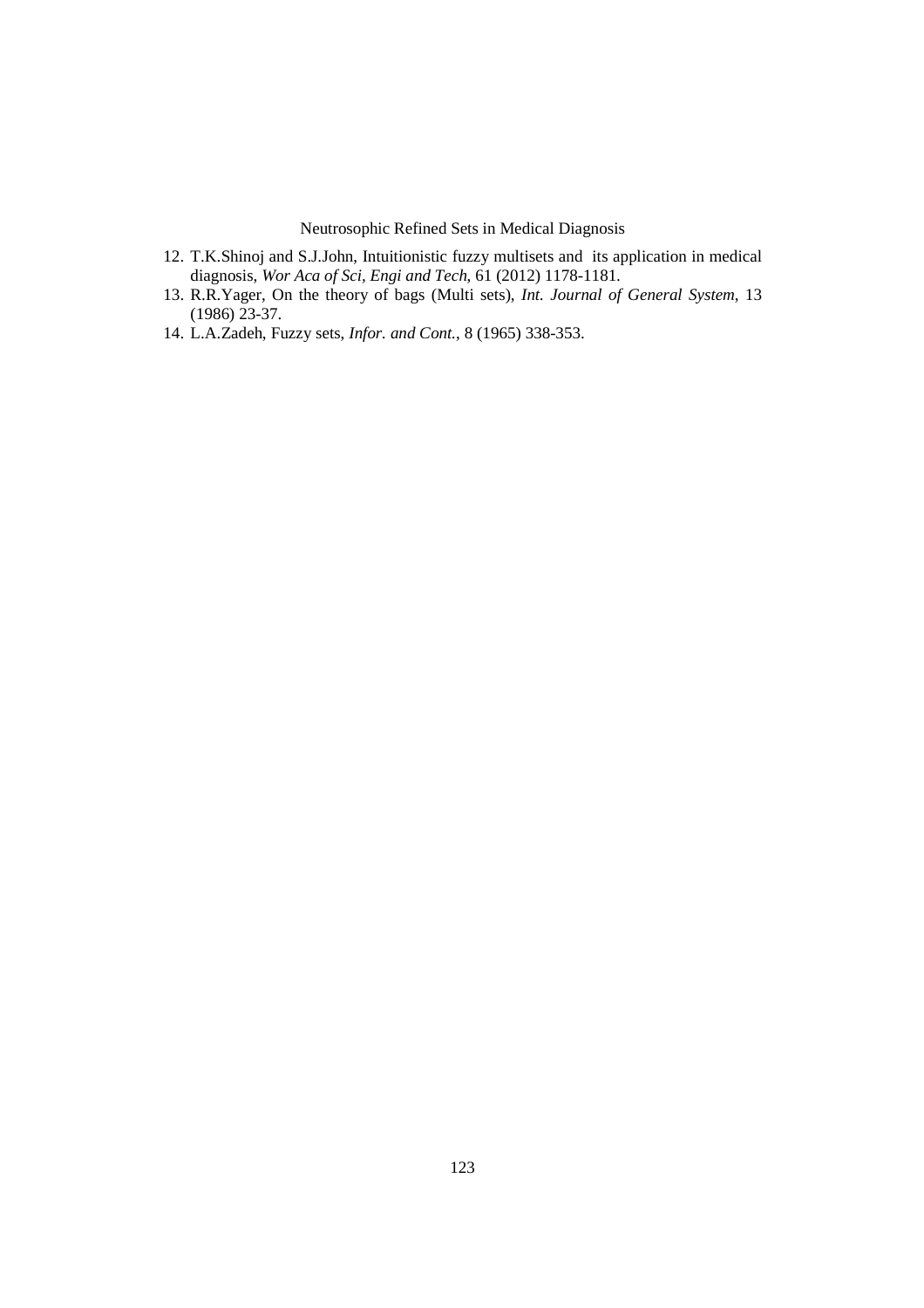12. T.K.Shinoj and S.J.John, Intuitionistic fuzzy multisets and its application in medical diagnosis, *Wor Aca of Sci, Engi and Tech*, 61 (2012) 1178-1181.
13. R.R.Yager, On the theory of bags (Multi sets), *Int. Journal of General System*, 13 (1986) 23-37.
14. L.A.Zadeh, Fuzzy sets, *Infor. and Cont.*, 8 (1965) 338-353.